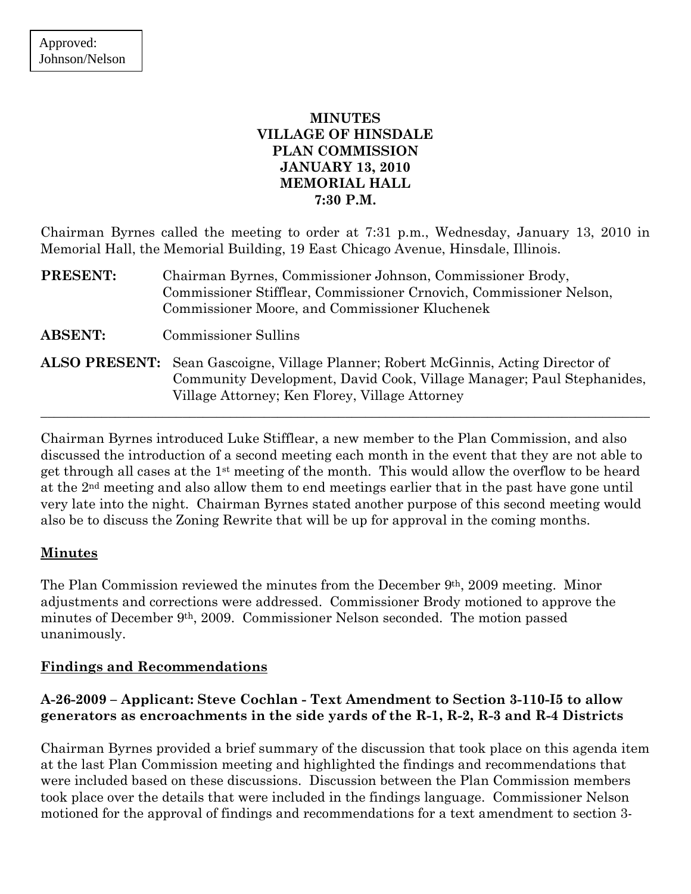Approved:
Johnson/Nelson

# MINUTES
# VILLAGE OF HINSDALE
# PLAN COMMISSION
# JANUARY 13, 2010
# MEMORIAL HALL
# 7:30 P.M.

Chairman Byrnes called the meeting to order at 7:31 p.m., Wednesday, January 13, 2010 in Memorial Hall, the Memorial Building, 19 East Chicago Avenue, Hinsdale, Illinois.

**PRESENT:** Chairman Byrnes, Commissioner Johnson, Commissioner Brody, Commissioner Stifflear, Commissioner Crnovich, Commissioner Nelson, Commissioner Moore, and Commissioner Kluchenek

**ABSENT:** Commissioner Sullins

**ALSO PRESENT:** Sean Gascoigne, Village Planner; Robert McGinnis, Acting Director of Community Development, David Cook, Village Manager; Paul Stephanides, Village Attorney; Ken Florey, Village Attorney

---

Chairman Byrnes introduced Luke Stifflear, a new member to the Plan Commission, and also discussed the introduction of a second meeting each month in the event that they are not able to get through all cases at the 1st meeting of the month. This would allow the overflow to be heard at the 2nd meeting and also allow them to end meetings earlier that in the past have gone until very late into the night. Chairman Byrnes stated another purpose of this second meeting would also be to discuss the Zoning Rewrite that will be up for approval in the coming months.

## Minutes

The Plan Commission reviewed the minutes from the December 9th, 2009 meeting. Minor adjustments and corrections were addressed. Commissioner Brody motioned to approve the minutes of December 9th, 2009. Commissioner Nelson seconded. The motion passed unanimously.

## Findings and Recommendations

### A-26-2009 – Applicant: Steve Cochlan - Text Amendment to Section 3-110-I5 to allow generators as encroachments in the side yards of the R-1, R-2, R-3 and R-4 Districts

Chairman Byrnes provided a brief summary of the discussion that took place on this agenda item at the last Plan Commission meeting and highlighted the findings and recommendations that were included based on these discussions. Discussion between the Plan Commission members took place over the details that were included in the findings language. Commissioner Nelson motioned for the approval of findings and recommendations for a text amendment to section 3-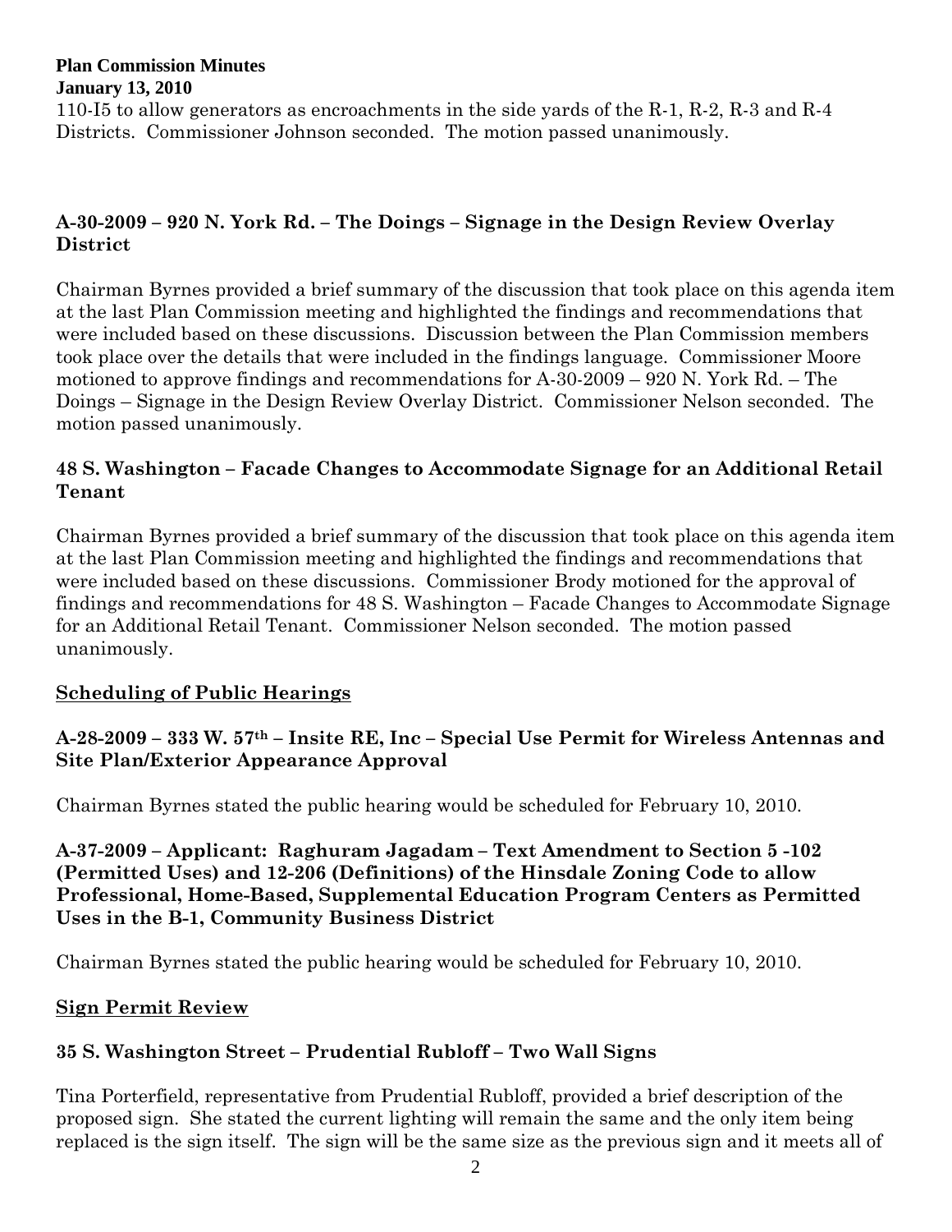110-I5 to allow generators as encroachments in the side yards of the R-1, R-2, R-3 and R-4 Districts. Commissioner Johnson seconded. The motion passed unanimously.

### A-30-2009 – 920 N. York Rd. – The Doings – Signage in the Design Review Overlay District

Chairman Byrnes provided a brief summary of the discussion that took place on this agenda item at the last Plan Commission meeting and highlighted the findings and recommendations that were included based on these discussions. Discussion between the Plan Commission members took place over the details that were included in the findings language. Commissioner Moore motioned to approve findings and recommendations for A-30-2009 – 920 N. York Rd. – The Doings – Signage in the Design Review Overlay District. Commissioner Nelson seconded. The motion passed unanimously.

### 48 S. Washington – Facade Changes to Accommodate Signage for an Additional Retail Tenant

Chairman Byrnes provided a brief summary of the discussion that took place on this agenda item at the last Plan Commission meeting and highlighted the findings and recommendations that were included based on these discussions. Commissioner Brody motioned for the approval of findings and recommendations for 48 S. Washington – Facade Changes to Accommodate Signage for an Additional Retail Tenant. Commissioner Nelson seconded. The motion passed unanimously.

## Scheduling of Public Hearings

### A-28-2009 – 333 W. 57th – Insite RE, Inc – Special Use Permit for Wireless Antennas and Site Plan/Exterior Appearance Approval

Chairman Byrnes stated the public hearing would be scheduled for February 10, 2010.

### A-37-2009 – Applicant: Raghuram Jagadam – Text Amendment to Section 5 -102 (Permitted Uses) and 12-206 (Definitions) of the Hinsdale Zoning Code to allow Professional, Home-Based, Supplemental Education Program Centers as Permitted Uses in the B-1, Community Business District

Chairman Byrnes stated the public hearing would be scheduled for February 10, 2010.

## Sign Permit Review

### 35 S. Washington Street – Prudential Rubloff – Two Wall Signs

Tina Porterfield, representative from Prudential Rubloff, provided a brief description of the proposed sign. She stated the current lighting will remain the same and the only item being replaced is the sign itself. The sign will be the same size as the previous sign and it meets all of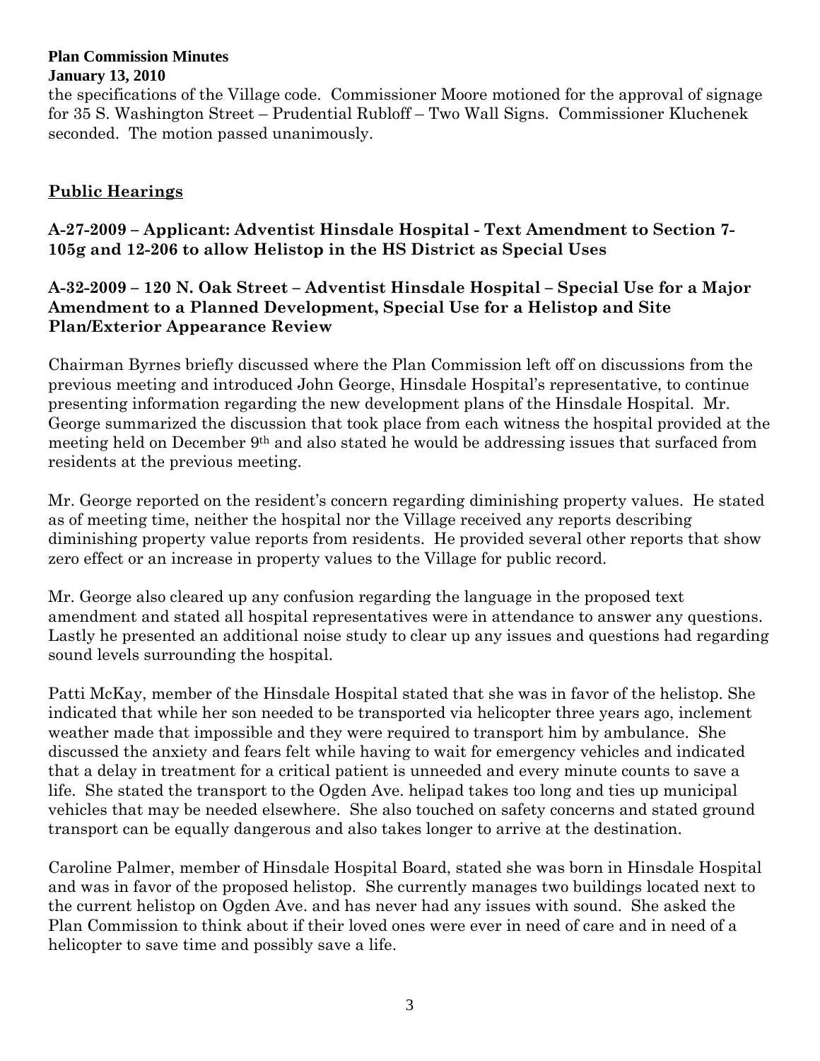the specifications of the Village code. Commissioner Moore motioned for the approval of signage for 35 S. Washington Street – Prudential Rubloff – Two Wall Signs. Commissioner Kluchenek seconded. The motion passed unanimously.

## Public Hearings

### A-27-2009 – Applicant: Adventist Hinsdale Hospital - Text Amendment to Section 7-105g and 12-206 to allow Helistop in the HS District as Special Uses

### A-32-2009 – 120 N. Oak Street – Adventist Hinsdale Hospital – Special Use for a Major Amendment to a Planned Development, Special Use for a Helistop and Site Plan/Exterior Appearance Review

Chairman Byrnes briefly discussed where the Plan Commission left off on discussions from the previous meeting and introduced John George, Hinsdale Hospital's representative, to continue presenting information regarding the new development plans of the Hinsdale Hospital. Mr. George summarized the discussion that took place from each witness the hospital provided at the meeting held on December 9th and also stated he would be addressing issues that surfaced from residents at the previous meeting.

Mr. George reported on the resident's concern regarding diminishing property values. He stated as of meeting time, neither the hospital nor the Village received any reports describing diminishing property value reports from residents. He provided several other reports that show zero effect or an increase in property values to the Village for public record.

Mr. George also cleared up any confusion regarding the language in the proposed text amendment and stated all hospital representatives were in attendance to answer any questions. Lastly he presented an additional noise study to clear up any issues and questions had regarding sound levels surrounding the hospital.

Patti McKay, member of the Hinsdale Hospital stated that she was in favor of the helistop. She indicated that while her son needed to be transported via helicopter three years ago, inclement weather made that impossible and they were required to transport him by ambulance. She discussed the anxiety and fears felt while having to wait for emergency vehicles and indicated that a delay in treatment for a critical patient is unneeded and every minute counts to save a life. She stated the transport to the Ogden Ave. helipad takes too long and ties up municipal vehicles that may be needed elsewhere. She also touched on safety concerns and stated ground transport can be equally dangerous and also takes longer to arrive at the destination.

Caroline Palmer, member of Hinsdale Hospital Board, stated she was born in Hinsdale Hospital and was in favor of the proposed helistop. She currently manages two buildings located next to the current helistop on Ogden Ave. and has never had any issues with sound. She asked the Plan Commission to think about if their loved ones were ever in need of care and in need of a helicopter to save time and possibly save a life.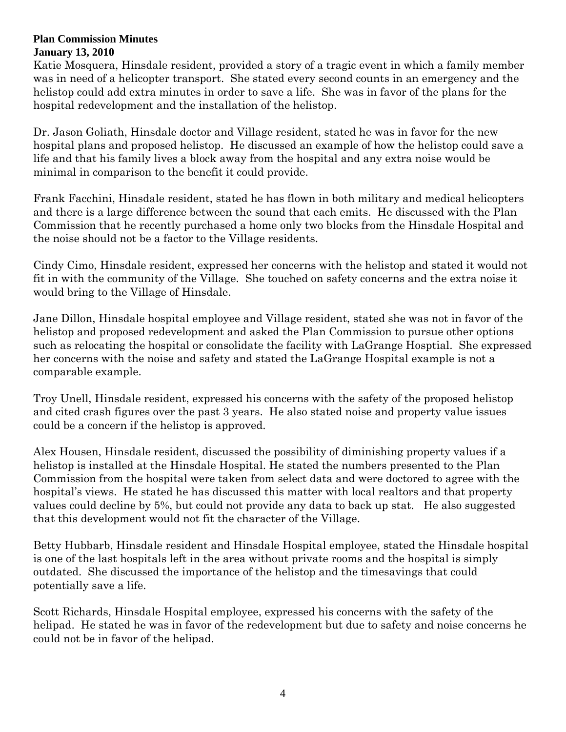**Plan Commission Minutes**
**January 13, 2010**

Katie Mosquera, Hinsdale resident, provided a story of a tragic event in which a family member was in need of a helicopter transport. She stated every second counts in an emergency and the helistop could add extra minutes in order to save a life. She was in favor of the plans for the hospital redevelopment and the installation of the helistop.

Dr. Jason Goliath, Hinsdale doctor and Village resident, stated he was in favor for the new hospital plans and proposed helistop. He discussed an example of how the helistop could save a life and that his family lives a block away from the hospital and any extra noise would be minimal in comparison to the benefit it could provide.

Frank Facchini, Hinsdale resident, stated he has flown in both military and medical helicopters and there is a large difference between the sound that each emits. He discussed with the Plan Commission that he recently purchased a home only two blocks from the Hinsdale Hospital and the noise should not be a factor to the Village residents.

Cindy Cimo, Hinsdale resident, expressed her concerns with the helistop and stated it would not fit in with the community of the Village. She touched on safety concerns and the extra noise it would bring to the Village of Hinsdale.

Jane Dillon, Hinsdale hospital employee and Village resident, stated she was not in favor of the helistop and proposed redevelopment and asked the Plan Commission to pursue other options such as relocating the hospital or consolidate the facility with LaGrange Hosptial. She expressed her concerns with the noise and safety and stated the LaGrange Hospital example is not a comparable example.

Troy Unell, Hinsdale resident, expressed his concerns with the safety of the proposed helistop and cited crash figures over the past 3 years. He also stated noise and property value issues could be a concern if the helistop is approved.

Alex Housen, Hinsdale resident, discussed the possibility of diminishing property values if a helistop is installed at the Hinsdale Hospital. He stated the numbers presented to the Plan Commission from the hospital were taken from select data and were doctored to agree with the hospital's views. He stated he has discussed this matter with local realtors and that property values could decline by 5%, but could not provide any data to back up stat. He also suggested that this development would not fit the character of the Village.

Betty Hubbarb, Hinsdale resident and Hinsdale Hospital employee, stated the Hinsdale hospital is one of the last hospitals left in the area without private rooms and the hospital is simply outdated. She discussed the importance of the helistop and the timesavings that could potentially save a life.

Scott Richards, Hinsdale Hospital employee, expressed his concerns with the safety of the helipad. He stated he was in favor of the redevelopment but due to safety and noise concerns he could not be in favor of the helipad.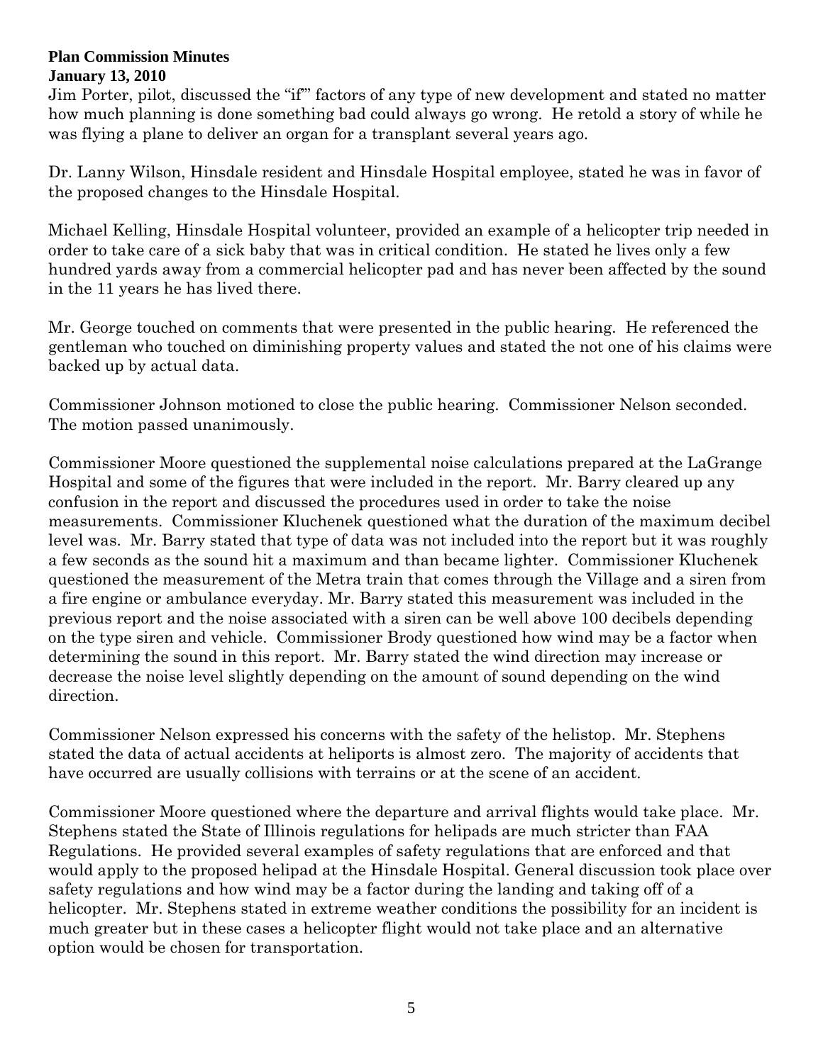**Plan Commission Minutes**
**January 13, 2010**

Jim Porter, pilot, discussed the "if"' factors of any type of new development and stated no matter how much planning is done something bad could always go wrong. He retold a story of while he was flying a plane to deliver an organ for a transplant several years ago.

Dr. Lanny Wilson, Hinsdale resident and Hinsdale Hospital employee, stated he was in favor of the proposed changes to the Hinsdale Hospital.

Michael Kelling, Hinsdale Hospital volunteer, provided an example of a helicopter trip needed in order to take care of a sick baby that was in critical condition. He stated he lives only a few hundred yards away from a commercial helicopter pad and has never been affected by the sound in the 11 years he has lived there.

Mr. George touched on comments that were presented in the public hearing. He referenced the gentleman who touched on diminishing property values and stated the not one of his claims were backed up by actual data.

Commissioner Johnson motioned to close the public hearing. Commissioner Nelson seconded. The motion passed unanimously.

Commissioner Moore questioned the supplemental noise calculations prepared at the LaGrange Hospital and some of the figures that were included in the report. Mr. Barry cleared up any confusion in the report and discussed the procedures used in order to take the noise measurements. Commissioner Kluchenek questioned what the duration of the maximum decibel level was. Mr. Barry stated that type of data was not included into the report but it was roughly a few seconds as the sound hit a maximum and than became lighter. Commissioner Kluchenek questioned the measurement of the Metra train that comes through the Village and a siren from a fire engine or ambulance everyday. Mr. Barry stated this measurement was included in the previous report and the noise associated with a siren can be well above 100 decibels depending on the type siren and vehicle. Commissioner Brody questioned how wind may be a factor when determining the sound in this report. Mr. Barry stated the wind direction may increase or decrease the noise level slightly depending on the amount of sound depending on the wind direction.

Commissioner Nelson expressed his concerns with the safety of the helistop. Mr. Stephens stated the data of actual accidents at heliports is almost zero. The majority of accidents that have occurred are usually collisions with terrains or at the scene of an accident.

Commissioner Moore questioned where the departure and arrival flights would take place. Mr. Stephens stated the State of Illinois regulations for helipads are much stricter than FAA Regulations. He provided several examples of safety regulations that are enforced and that would apply to the proposed helipad at the Hinsdale Hospital. General discussion took place over safety regulations and how wind may be a factor during the landing and taking off of a helicopter. Mr. Stephens stated in extreme weather conditions the possibility for an incident is much greater but in these cases a helicopter flight would not take place and an alternative option would be chosen for transportation.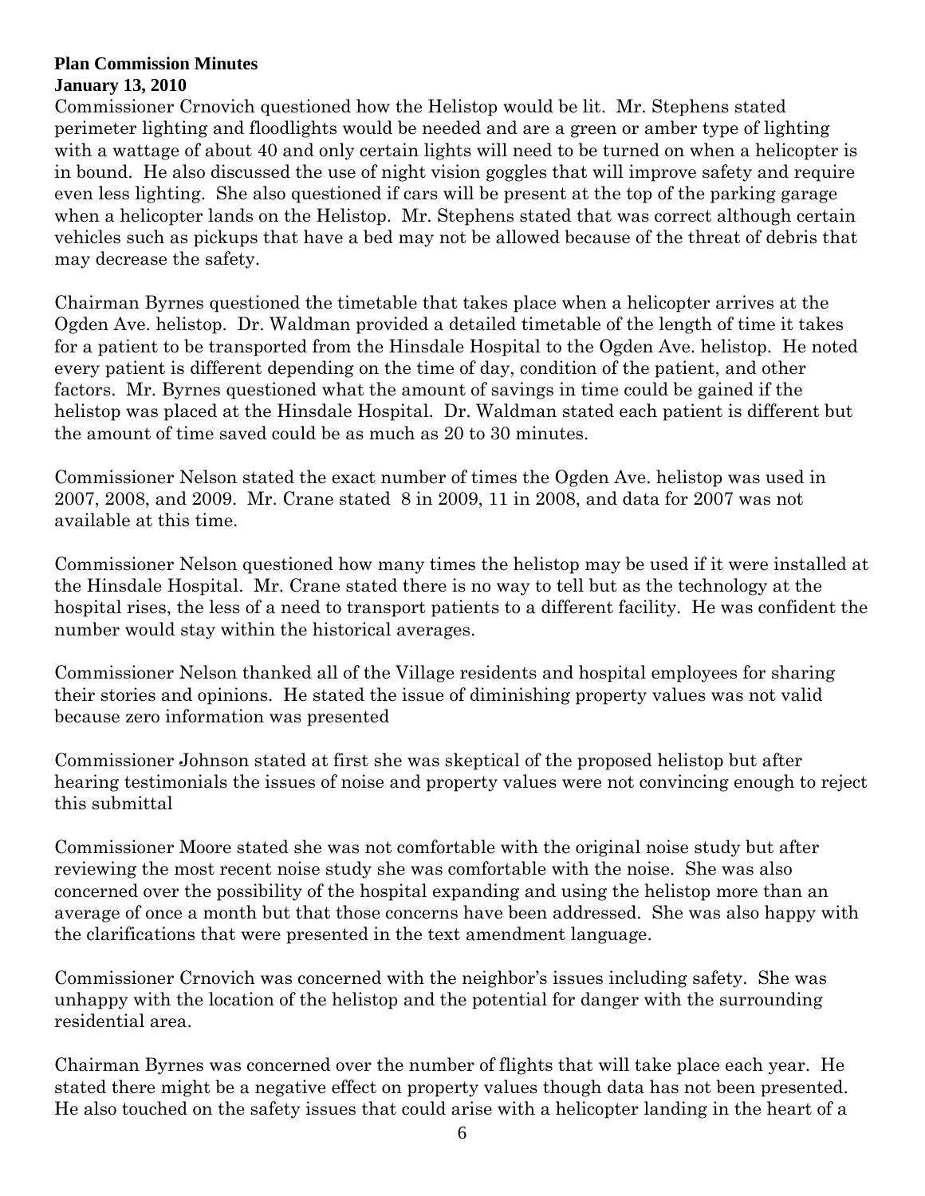Commissioner Crnovich questioned how the Helistop would be lit. Mr. Stephens stated perimeter lighting and floodlights would be needed and are a green or amber type of lighting with a wattage of about 40 and only certain lights will need to be turned on when a helicopter is in bound. He also discussed the use of night vision goggles that will improve safety and require even less lighting. She also questioned if cars will be present at the top of the parking garage when a helicopter lands on the Helistop. Mr. Stephens stated that was correct although certain vehicles such as pickups that have a bed may not be allowed because of the threat of debris that may decrease the safety.

Chairman Byrnes questioned the timetable that takes place when a helicopter arrives at the Ogden Ave. helistop. Dr. Waldman provided a detailed timetable of the length of time it takes for a patient to be transported from the Hinsdale Hospital to the Ogden Ave. helistop. He noted every patient is different depending on the time of day, condition of the patient, and other factors. Mr. Byrnes questioned what the amount of savings in time could be gained if the helistop was placed at the Hinsdale Hospital. Dr. Waldman stated each patient is different but the amount of time saved could be as much as 20 to 30 minutes.

Commissioner Nelson stated the exact number of times the Ogden Ave. helistop was used in 2007, 2008, and 2009. Mr. Crane stated 8 in 2009, 11 in 2008, and data for 2007 was not available at this time.

Commissioner Nelson questioned how many times the helistop may be used if it were installed at the Hinsdale Hospital. Mr. Crane stated there is no way to tell but as the technology at the hospital rises, the less of a need to transport patients to a different facility. He was confident the number would stay within the historical averages.

Commissioner Nelson thanked all of the Village residents and hospital employees for sharing their stories and opinions. He stated the issue of diminishing property values was not valid because zero information was presented

Commissioner Johnson stated at first she was skeptical of the proposed helistop but after hearing testimonials the issues of noise and property values were not convincing enough to reject this submittal

Commissioner Moore stated she was not comfortable with the original noise study but after reviewing the most recent noise study she was comfortable with the noise. She was also concerned over the possibility of the hospital expanding and using the helistop more than an average of once a month but that those concerns have been addressed. She was also happy with the clarifications that were presented in the text amendment language.

Commissioner Crnovich was concerned with the neighbor's issues including safety. She was unhappy with the location of the helistop and the potential for danger with the surrounding residential area.

Chairman Byrnes was concerned over the number of flights that will take place each year. He stated there might be a negative effect on property values though data has not been presented. He also touched on the safety issues that could arise with a helicopter landing in the heart of a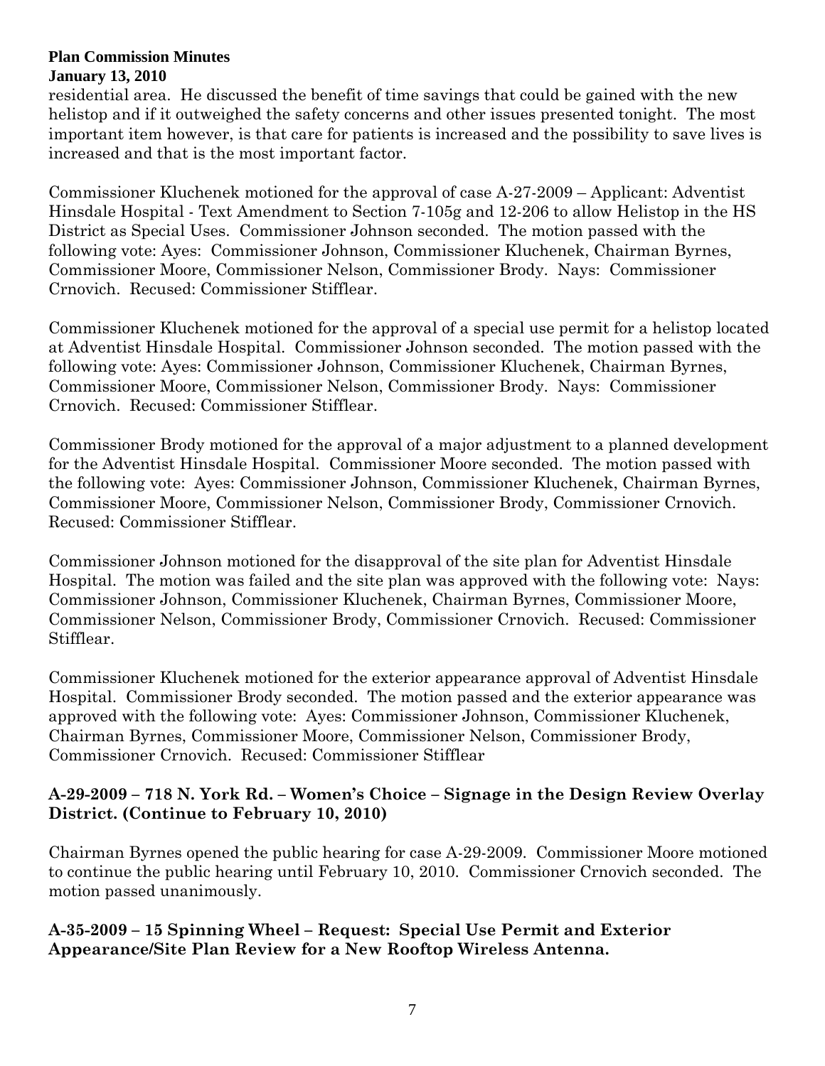residential area. He discussed the benefit of time savings that could be gained with the new helistop and if it outweighed the safety concerns and other issues presented tonight. The most important item however, is that care for patients is increased and the possibility to save lives is increased and that is the most important factor.

Commissioner Kluchenek motioned for the approval of case A-27-2009 – Applicant: Adventist Hinsdale Hospital - Text Amendment to Section 7-105g and 12-206 to allow Helistop in the HS District as Special Uses. Commissioner Johnson seconded. The motion passed with the following vote: Ayes: Commissioner Johnson, Commissioner Kluchenek, Chairman Byrnes, Commissioner Moore, Commissioner Nelson, Commissioner Brody. Nays: Commissioner Crnovich. Recused: Commissioner Stifflear.

Commissioner Kluchenek motioned for the approval of a special use permit for a helistop located at Adventist Hinsdale Hospital. Commissioner Johnson seconded. The motion passed with the following vote: Ayes: Commissioner Johnson, Commissioner Kluchenek, Chairman Byrnes, Commissioner Moore, Commissioner Nelson, Commissioner Brody. Nays: Commissioner Crnovich. Recused: Commissioner Stifflear.

Commissioner Brody motioned for the approval of a major adjustment to a planned development for the Adventist Hinsdale Hospital. Commissioner Moore seconded. The motion passed with the following vote: Ayes: Commissioner Johnson, Commissioner Kluchenek, Chairman Byrnes, Commissioner Moore, Commissioner Nelson, Commissioner Brody, Commissioner Crnovich. Recused: Commissioner Stifflear.

Commissioner Johnson motioned for the disapproval of the site plan for Adventist Hinsdale Hospital. The motion was failed and the site plan was approved with the following vote: Nays: Commissioner Johnson, Commissioner Kluchenek, Chairman Byrnes, Commissioner Moore, Commissioner Nelson, Commissioner Brody, Commissioner Crnovich. Recused: Commissioner Stifflear.

Commissioner Kluchenek motioned for the exterior appearance approval of Adventist Hinsdale Hospital. Commissioner Brody seconded. The motion passed and the exterior appearance was approved with the following vote: Ayes: Commissioner Johnson, Commissioner Kluchenek, Chairman Byrnes, Commissioner Moore, Commissioner Nelson, Commissioner Brody, Commissioner Crnovich. Recused: Commissioner Stifflear

**A-29-2009 – 718 N. York Rd. – Women's Choice – Signage in the Design Review Overlay District. (Continue to February 10, 2010)**

Chairman Byrnes opened the public hearing for case A-29-2009. Commissioner Moore motioned to continue the public hearing until February 10, 2010. Commissioner Crnovich seconded. The motion passed unanimously.

**A-35-2009 – 15 Spinning Wheel – Request: Special Use Permit and Exterior Appearance/Site Plan Review for a New Rooftop Wireless Antenna.**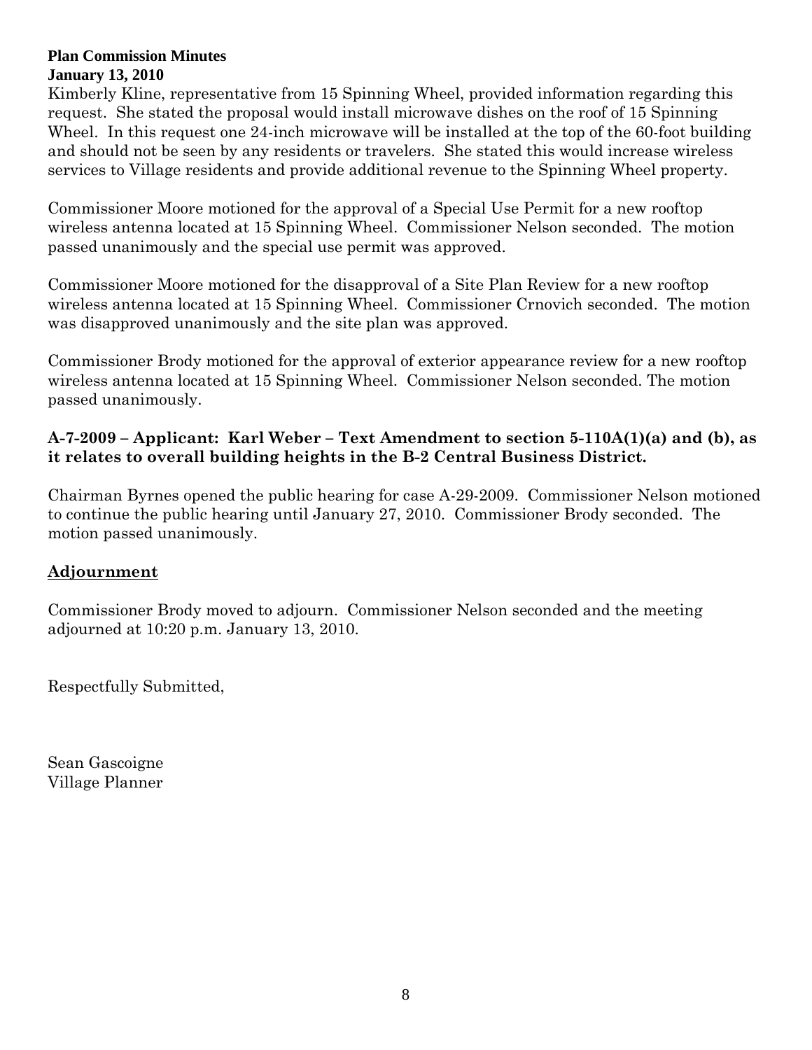Kimberly Kline, representative from 15 Spinning Wheel, provided information regarding this request. She stated the proposal would install microwave dishes on the roof of 15 Spinning Wheel. In this request one 24-inch microwave will be installed at the top of the 60-foot building and should not be seen by any residents or travelers. She stated this would increase wireless services to Village residents and provide additional revenue to the Spinning Wheel property.

Commissioner Moore motioned for the approval of a Special Use Permit for a new rooftop wireless antenna located at 15 Spinning Wheel. Commissioner Nelson seconded. The motion passed unanimously and the special use permit was approved.

Commissioner Moore motioned for the disapproval of a Site Plan Review for a new rooftop wireless antenna located at 15 Spinning Wheel. Commissioner Crnovich seconded. The motion was disapproved unanimously and the site plan was approved.

Commissioner Brody motioned for the approval of exterior appearance review for a new rooftop wireless antenna located at 15 Spinning Wheel. Commissioner Nelson seconded. The motion passed unanimously.

**A-7-2009 – Applicant: Karl Weber – Text Amendment to section 5-110A(1)(a) and (b), as it relates to overall building heights in the B-2 Central Business District.**

Chairman Byrnes opened the public hearing for case A-29-2009. Commissioner Nelson motioned to continue the public hearing until January 27, 2010. Commissioner Brody seconded. The motion passed unanimously.

## Adjournment

Commissioner Brody moved to adjourn. Commissioner Nelson seconded and the meeting adjourned at 10:20 p.m. January 13, 2010.

Respectfully Submitted,

Sean Gascoigne
Village Planner